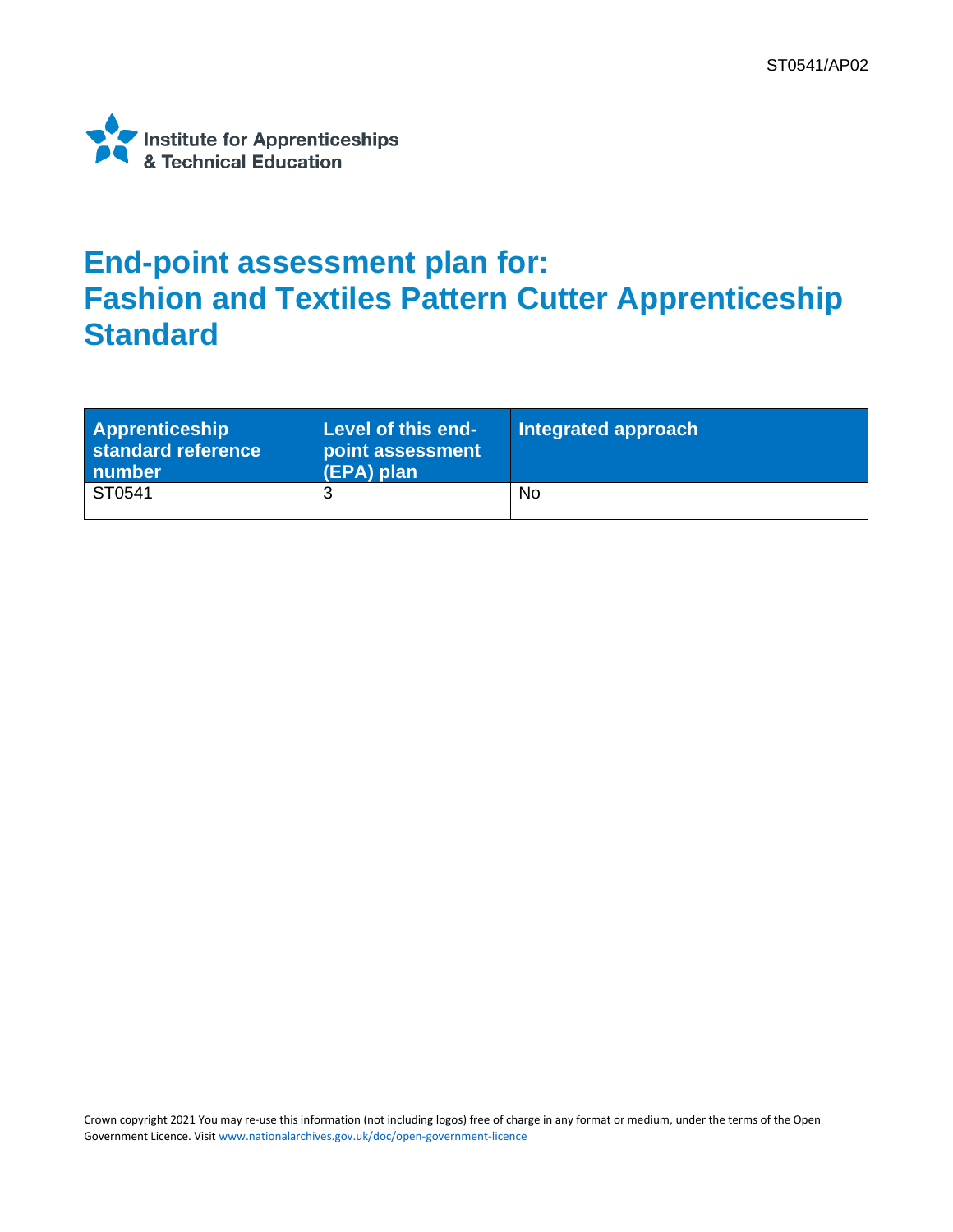ST0541/AP02

Institute for Apprenticeships & Technical Education

# End-point assessment plan for: Fashion and Textiles Pattern Cutter Apprenticeship Standard

| Apprenticeship standard reference number | Level of this end-point assessment (EPA) plan | Integrated approach |
|---|---|---|
| ST0541 | 3 | No |

Crown copyright 2021 You may re-use this information (not including logos) free of charge in any format or medium, under the terms of the Open Government Licence. Visit www.nationalarchives.gov.uk/doc/open-government-licence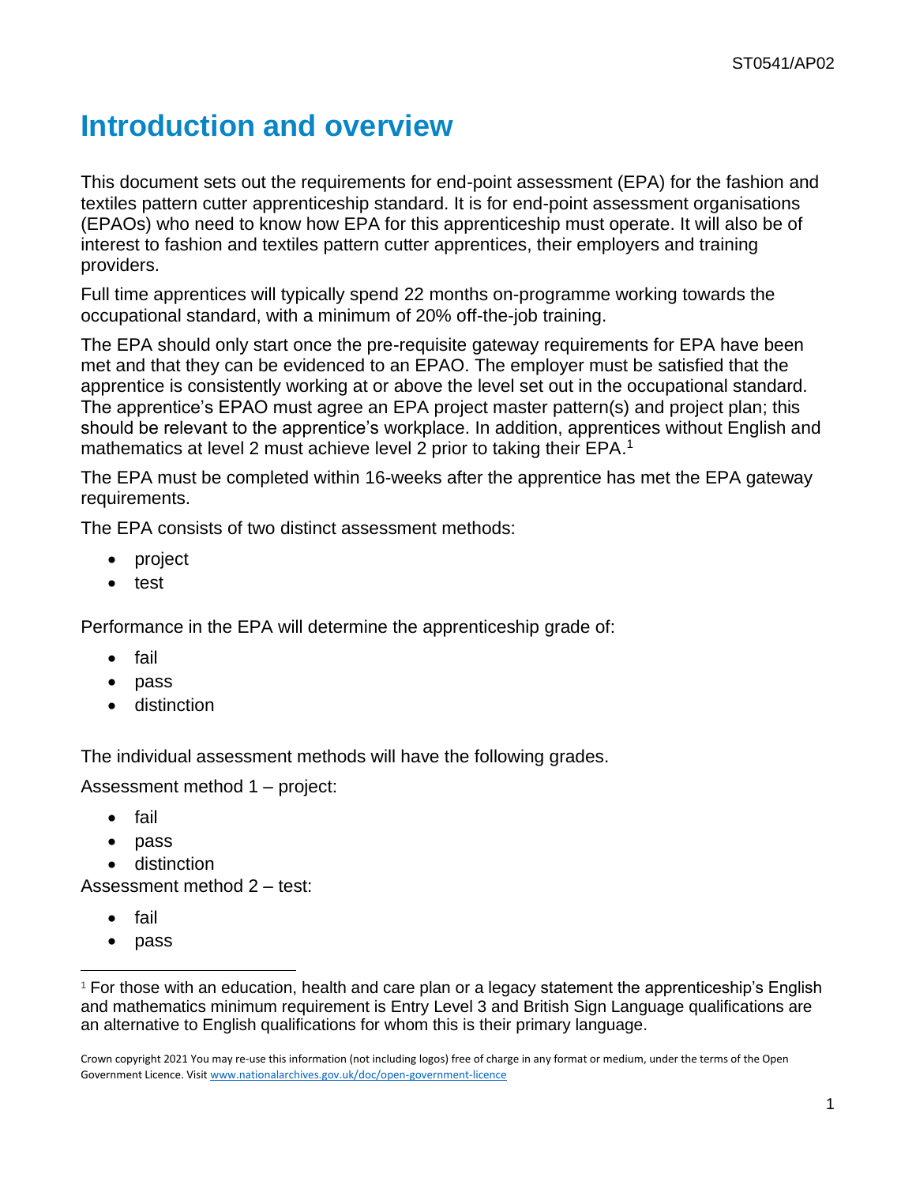# Introduction and overview

This document sets out the requirements for end-point assessment (EPA) for the fashion and textiles pattern cutter apprenticeship standard. It is for end-point assessment organisations (EPAOs) who need to know how EPA for this apprenticeship must operate. It will also be of interest to fashion and textiles pattern cutter apprentices, their employers and training providers.

Full time apprentices will typically spend 22 months on-programme working towards the occupational standard, with a minimum of 20% off-the-job training.

The EPA should only start once the pre-requisite gateway requirements for EPA have been met and that they can be evidenced to an EPAO. The employer must be satisfied that the apprentice is consistently working at or above the level set out in the occupational standard. The apprentice's EPAO must agree an EPA project master pattern(s) and project plan; this should be relevant to the apprentice's workplace. In addition, apprentices without English and mathematics at level 2 must achieve level 2 prior to taking their EPA.[1]

The EPA must be completed within 16-weeks after the apprentice has met the EPA gateway requirements.

The EPA consists of two distinct assessment methods:

- project
- test

Performance in the EPA will determine the apprenticeship grade of:

- fail
- pass
- distinction

The individual assessment methods will have the following grades.

Assessment method 1 – project:

- fail
- pass
- distinction

Assessment method 2 – test:

- fail
- pass

[1] For those with an education, health and care plan or a legacy statement the apprenticeship's English and mathematics minimum requirement is Entry Level 3 and British Sign Language qualifications are an alternative to English qualifications for whom this is their primary language.

Crown copyright 2021 You may re-use this information (not including logos) free of charge in any format or medium, under the terms of the Open Government Licence. Visit www.nationalarchives.gov.uk/doc/open-government-licence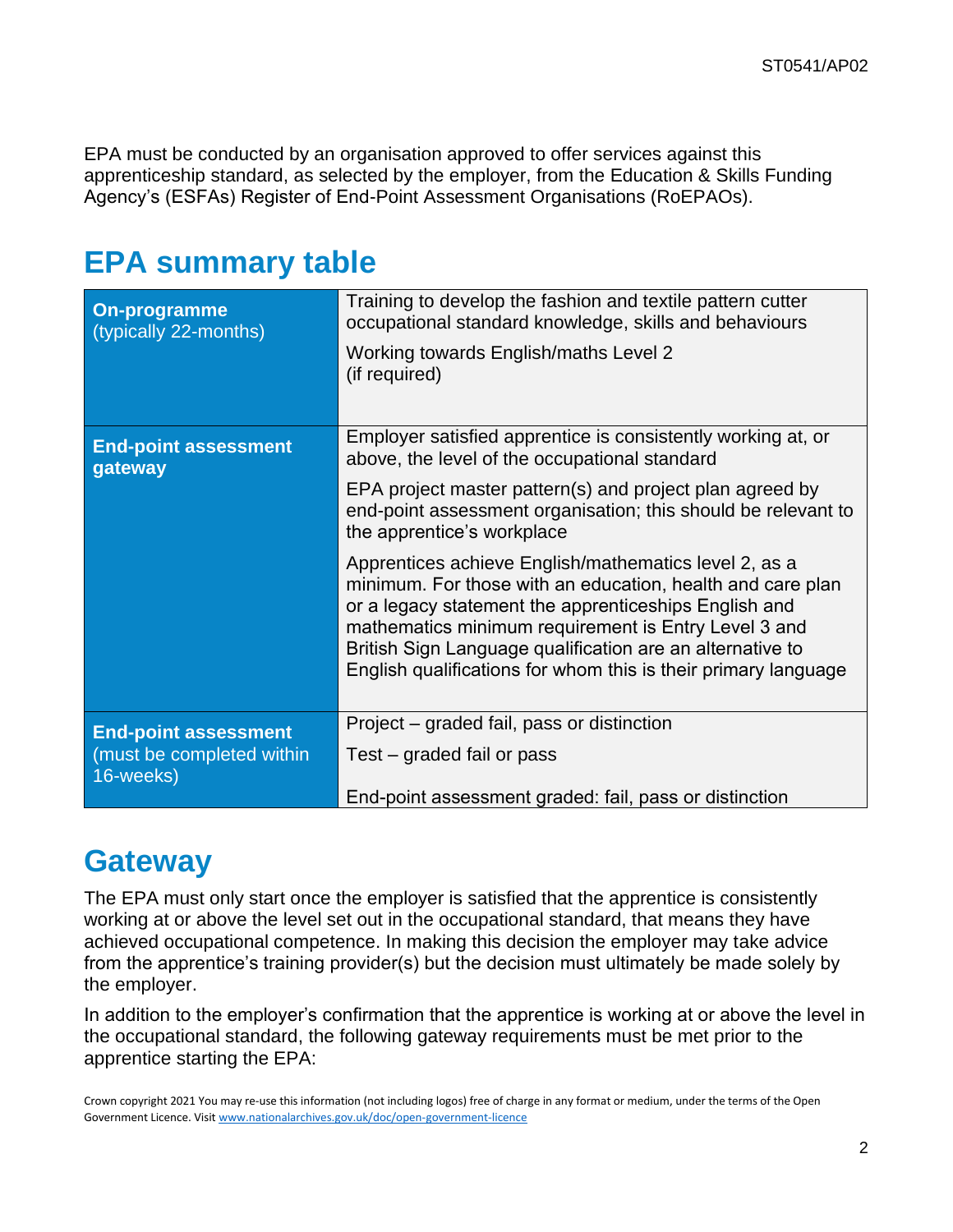EPA must be conducted by an organisation approved to offer services against this apprenticeship standard, as selected by the employer, from the Education & Skills Funding Agency's (ESFAs) Register of End-Point Assessment Organisations (RoEPAOs).

## EPA summary table

| | |
|---|---|
| **On-programme** (typically 22-months) | Training to develop the fashion and textile pattern cutter occupational standard knowledge, skills and behaviours<br><br>Working towards English/maths Level 2 (if required) |
| **End-point assessment gateway** | Employer satisfied apprentice is consistently working at, or above, the level of the occupational standard<br><br>EPA project master pattern(s) and project plan agreed by end-point assessment organisation; this should be relevant to the apprentice's workplace<br><br>Apprentices achieve English/mathematics level 2, as a minimum. For those with an education, health and care plan or a legacy statement the apprenticeships English and mathematics minimum requirement is Entry Level 3 and British Sign Language qualification are an alternative to English qualifications for whom this is their primary language |
| **End-point assessment** (must be completed within 16-weeks) | Project – graded fail, pass or distinction<br><br>Test – graded fail or pass<br><br>End-point assessment graded: fail, pass or distinction |

## Gateway

The EPA must only start once the employer is satisfied that the apprentice is consistently working at or above the level set out in the occupational standard, that means they have achieved occupational competence. In making this decision the employer may take advice from the apprentice's training provider(s) but the decision must ultimately be made solely by the employer.

In addition to the employer's confirmation that the apprentice is working at or above the level in the occupational standard, the following gateway requirements must be met prior to the apprentice starting the EPA: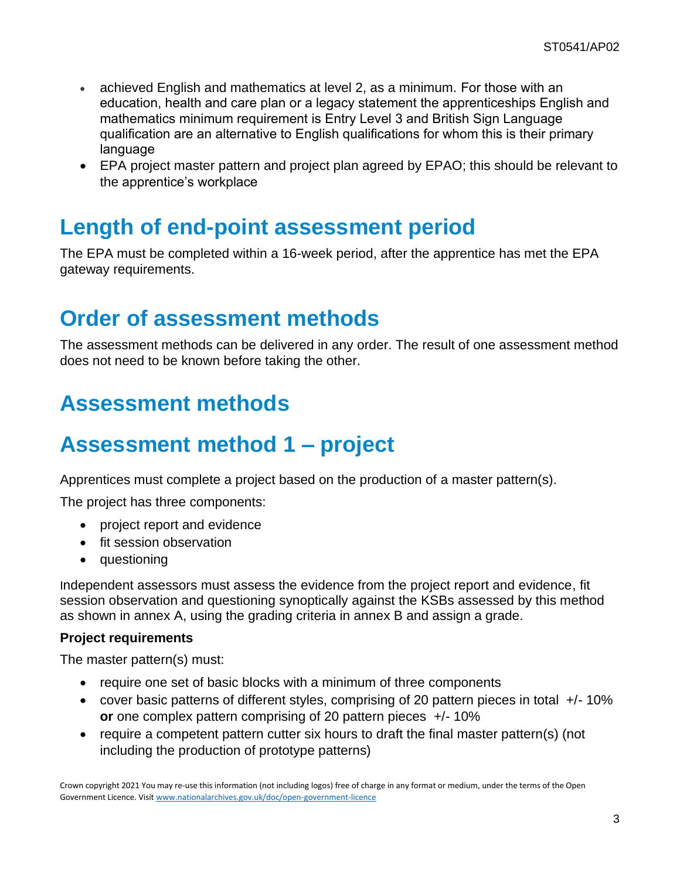- achieved English and mathematics at level 2, as a minimum. For those with an education, health and care plan or a legacy statement the apprenticeships English and mathematics minimum requirement is Entry Level 3 and British Sign Language qualification are an alternative to English qualifications for whom this is their primary language
- EPA project master pattern and project plan agreed by EPAO; this should be relevant to the apprentice's workplace

# Length of end-point assessment period

The EPA must be completed within a 16-week period, after the apprentice has met the EPA gateway requirements.

# Order of assessment methods

The assessment methods can be delivered in any order. The result of one assessment method does not need to be known before taking the other.

# Assessment methods

# Assessment method 1 – project

Apprentices must complete a project based on the production of a master pattern(s).

The project has three components:

- project report and evidence
- fit session observation
- questioning

Independent assessors must assess the evidence from the project report and evidence, fit session observation and questioning synoptically against the KSBs assessed by this method as shown in annex A, using the grading criteria in annex B and assign a grade.

### Project requirements

The master pattern(s) must:

- require one set of basic blocks with a minimum of three components
- cover basic patterns of different styles, comprising of 20 pattern pieces in total +/- 10% **or** one complex pattern comprising of 20 pattern pieces +/- 10%
- require a competent pattern cutter six hours to draft the final master pattern(s) (not including the production of prototype patterns)

Crown copyright 2021 You may re-use this information (not including logos) free of charge in any format or medium, under the terms of the Open Government Licence. Visit www.nationalarchives.gov.uk/doc/open-government-licence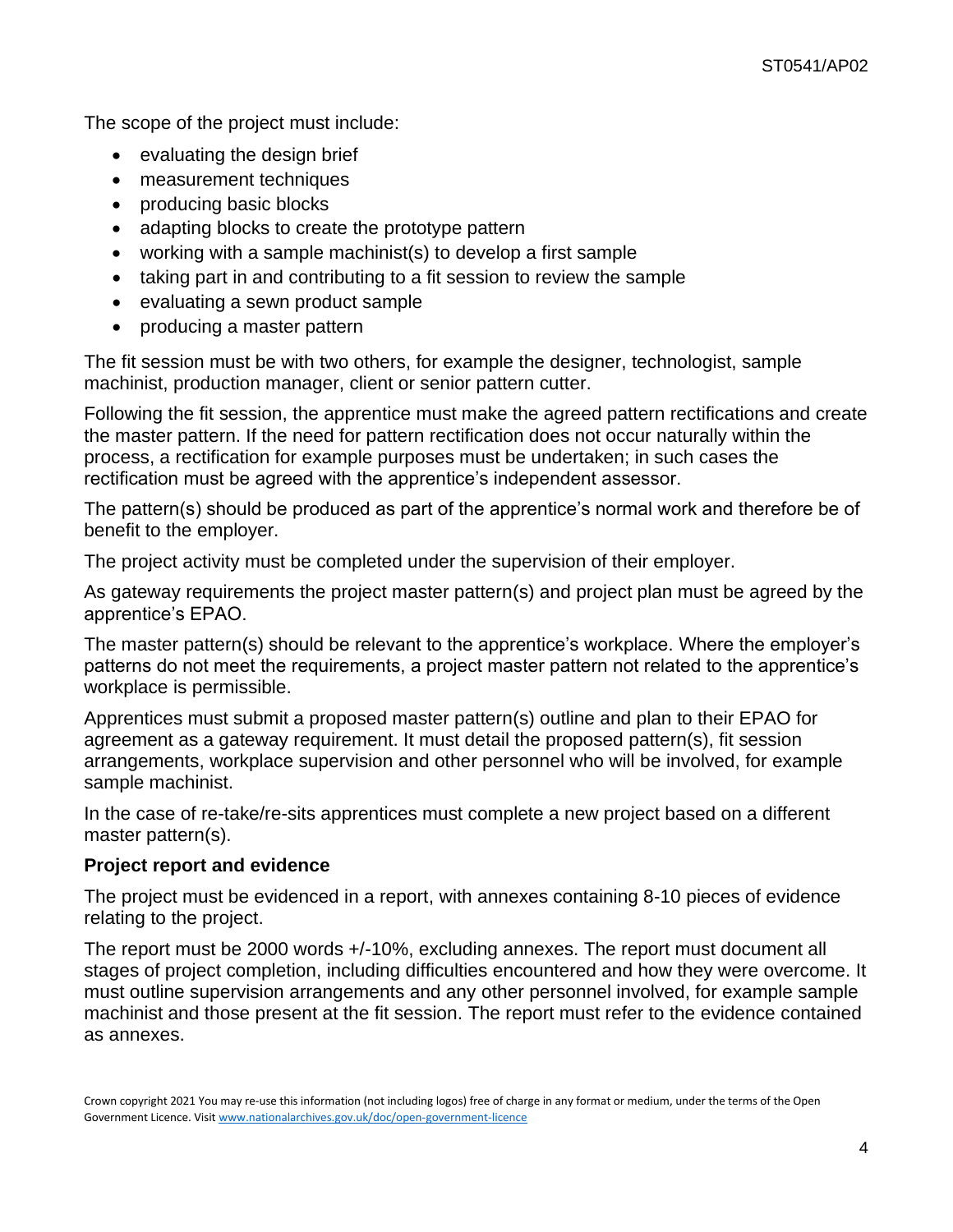The scope of the project must include:

- evaluating the design brief
- measurement techniques
- producing basic blocks
- adapting blocks to create the prototype pattern
- working with a sample machinist(s) to develop a first sample
- taking part in and contributing to a fit session to review the sample
- evaluating a sewn product sample
- producing a master pattern

The fit session must be with two others, for example the designer, technologist, sample machinist, production manager, client or senior pattern cutter.

Following the fit session, the apprentice must make the agreed pattern rectifications and create the master pattern. If the need for pattern rectification does not occur naturally within the process, a rectification for example purposes must be undertaken; in such cases the rectification must be agreed with the apprentice's independent assessor.

The pattern(s) should be produced as part of the apprentice's normal work and therefore be of benefit to the employer.

The project activity must be completed under the supervision of their employer.

As gateway requirements the project master pattern(s) and project plan must be agreed by the apprentice's EPAO.

The master pattern(s) should be relevant to the apprentice's workplace. Where the employer's patterns do not meet the requirements, a project master pattern not related to the apprentice's workplace is permissible.

Apprentices must submit a proposed master pattern(s) outline and plan to their EPAO for agreement as a gateway requirement. It must detail the proposed pattern(s), fit session arrangements, workplace supervision and other personnel who will be involved, for example sample machinist.

In the case of re-take/re-sits apprentices must complete a new project based on a different master pattern(s).

**Project report and evidence**

The project must be evidenced in a report, with annexes containing 8-10 pieces of evidence relating to the project.

The report must be 2000 words +/-10%, excluding annexes. The report must document all stages of project completion, including difficulties encountered and how they were overcome. It must outline supervision arrangements and any other personnel involved, for example sample machinist and those present at the fit session. The report must refer to the evidence contained as annexes.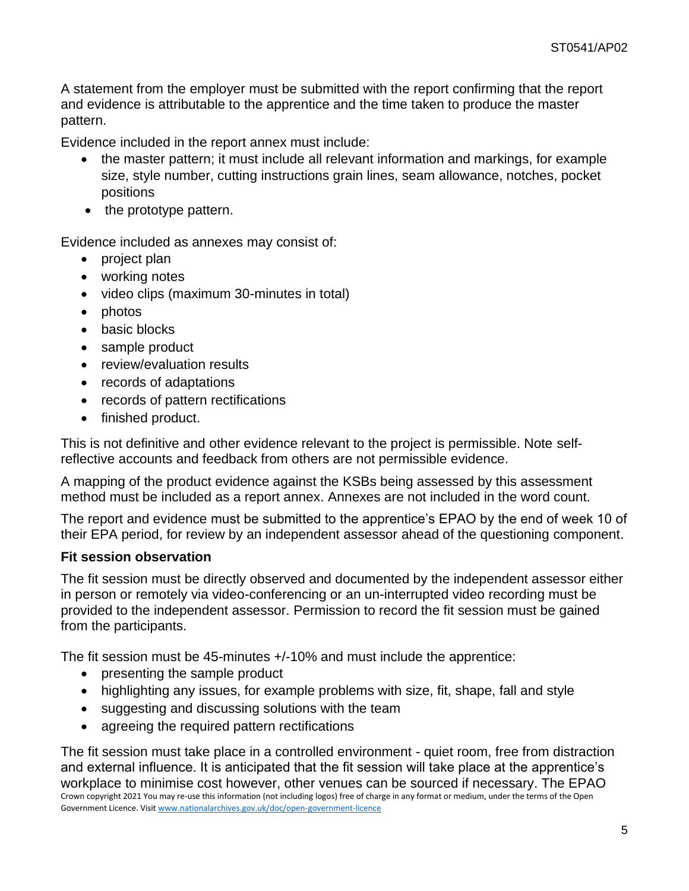A statement from the employer must be submitted with the report confirming that the report and evidence is attributable to the apprentice and the time taken to produce the master pattern.

Evidence included in the report annex must include:

- the master pattern; it must include all relevant information and markings, for example size, style number, cutting instructions grain lines, seam allowance, notches, pocket positions
- the prototype pattern.

Evidence included as annexes may consist of:

- project plan
- working notes
- video clips (maximum 30-minutes in total)
- photos
- basic blocks
- sample product
- review/evaluation results
- records of adaptations
- records of pattern rectifications
- finished product.

This is not definitive and other evidence relevant to the project is permissible. Note self-reflective accounts and feedback from others are not permissible evidence.

A mapping of the product evidence against the KSBs being assessed by this assessment method must be included as a report annex. Annexes are not included in the word count.

The report and evidence must be submitted to the apprentice's EPAO by the end of week 10 of their EPA period, for review by an independent assessor ahead of the questioning component.

**Fit session observation**

The fit session must be directly observed and documented by the independent assessor either in person or remotely via video-conferencing or an un-interrupted video recording must be provided to the independent assessor. Permission to record the fit session must be gained from the participants.

The fit session must be 45-minutes +/-10% and must include the apprentice:

- presenting the sample product
- highlighting any issues, for example problems with size, fit, shape, fall and style
- suggesting and discussing solutions with the team
- agreeing the required pattern rectifications

The fit session must take place in a controlled environment - quiet room, free from distraction and external influence. It is anticipated that the fit session will take place at the apprentice's workplace to minimise cost however, other venues can be sourced if necessary. The EPAO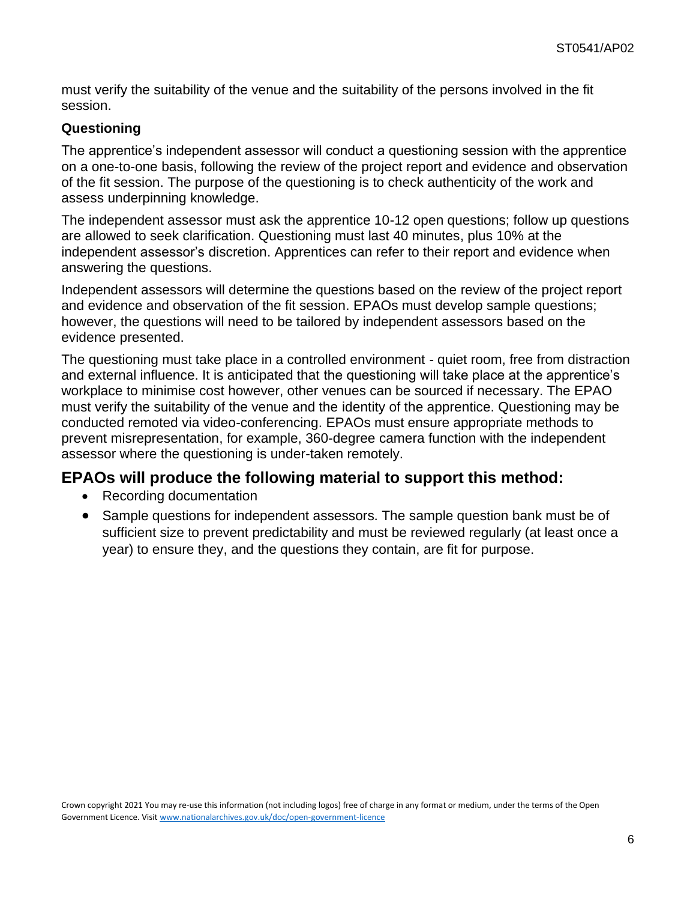must verify the suitability of the venue and the suitability of the persons involved in the fit session.

**Questioning**

The apprentice's independent assessor will conduct a questioning session with the apprentice on a one-to-one basis, following the review of the project report and evidence and observation of the fit session. The purpose of the questioning is to check authenticity of the work and assess underpinning knowledge.

The independent assessor must ask the apprentice 10-12 open questions; follow up questions are allowed to seek clarification. Questioning must last 40 minutes, plus 10% at the independent assessor's discretion. Apprentices can refer to their report and evidence when answering the questions.

Independent assessors will determine the questions based on the review of the project report and evidence and observation of the fit session. EPAOs must develop sample questions; however, the questions will need to be tailored by independent assessors based on the evidence presented.

The questioning must take place in a controlled environment - quiet room, free from distraction and external influence. It is anticipated that the questioning will take place at the apprentice's workplace to minimise cost however, other venues can be sourced if necessary. The EPAO must verify the suitability of the venue and the identity of the apprentice. Questioning may be conducted remoted via video-conferencing. EPAOs must ensure appropriate methods to prevent misrepresentation, for example, 360-degree camera function with the independent assessor where the questioning is under-taken remotely.

## EPAOs will produce the following material to support this method:

- Recording documentation
- Sample questions for independent assessors. The sample question bank must be of sufficient size to prevent predictability and must be reviewed regularly (at least once a year) to ensure they, and the questions they contain, are fit for purpose.

Crown copyright 2021 You may re-use this information (not including logos) free of charge in any format or medium, under the terms of the Open Government Licence. Visit www.nationalarchives.gov.uk/doc/open-government-licence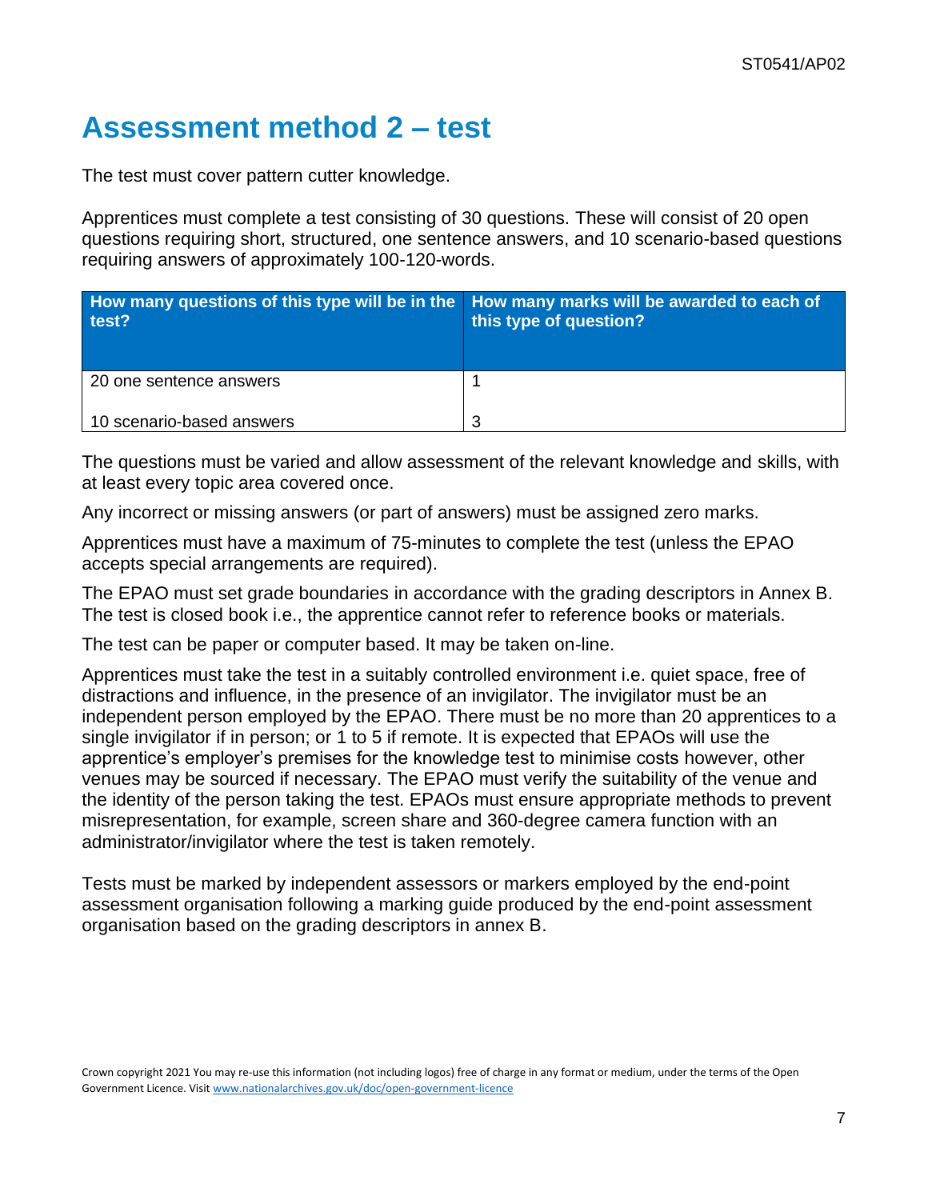# Assessment method 2 – test

The test must cover pattern cutter knowledge.

Apprentices must complete a test consisting of 30 questions. These will consist of 20 open questions requiring short, structured, one sentence answers, and 10 scenario-based questions requiring answers of approximately 100-120-words.

| How many questions of this type will be in the test? | How many marks will be awarded to each of this type of question? |
|---|---|
| 20 one sentence answers | 1 |
| 10 scenario-based answers | 3 |

The questions must be varied and allow assessment of the relevant knowledge and skills, with at least every topic area covered once.

Any incorrect or missing answers (or part of answers) must be assigned zero marks.

Apprentices must have a maximum of 75-minutes to complete the test (unless the EPAO accepts special arrangements are required).

The EPAO must set grade boundaries in accordance with the grading descriptors in Annex B. The test is closed book i.e., the apprentice cannot refer to reference books or materials.

The test can be paper or computer based. It may be taken on-line.

Apprentices must take the test in a suitably controlled environment i.e. quiet space, free of distractions and influence, in the presence of an invigilator. The invigilator must be an independent person employed by the EPAO. There must be no more than 20 apprentices to a single invigilator if in person; or 1 to 5 if remote. It is expected that EPAOs will use the apprentice's employer's premises for the knowledge test to minimise costs however, other venues may be sourced if necessary. The EPAO must verify the suitability of the venue and the identity of the person taking the test. EPAOs must ensure appropriate methods to prevent misrepresentation, for example, screen share and 360-degree camera function with an administrator/invigilator where the test is taken remotely.

Tests must be marked by independent assessors or markers employed by the end-point assessment organisation following a marking guide produced by the end-point assessment organisation based on the grading descriptors in annex B.

Crown copyright 2021 You may re-use this information (not including logos) free of charge in any format or medium, under the terms of the Open Government Licence. Visit www.nationalarchives.gov.uk/doc/open-government-licence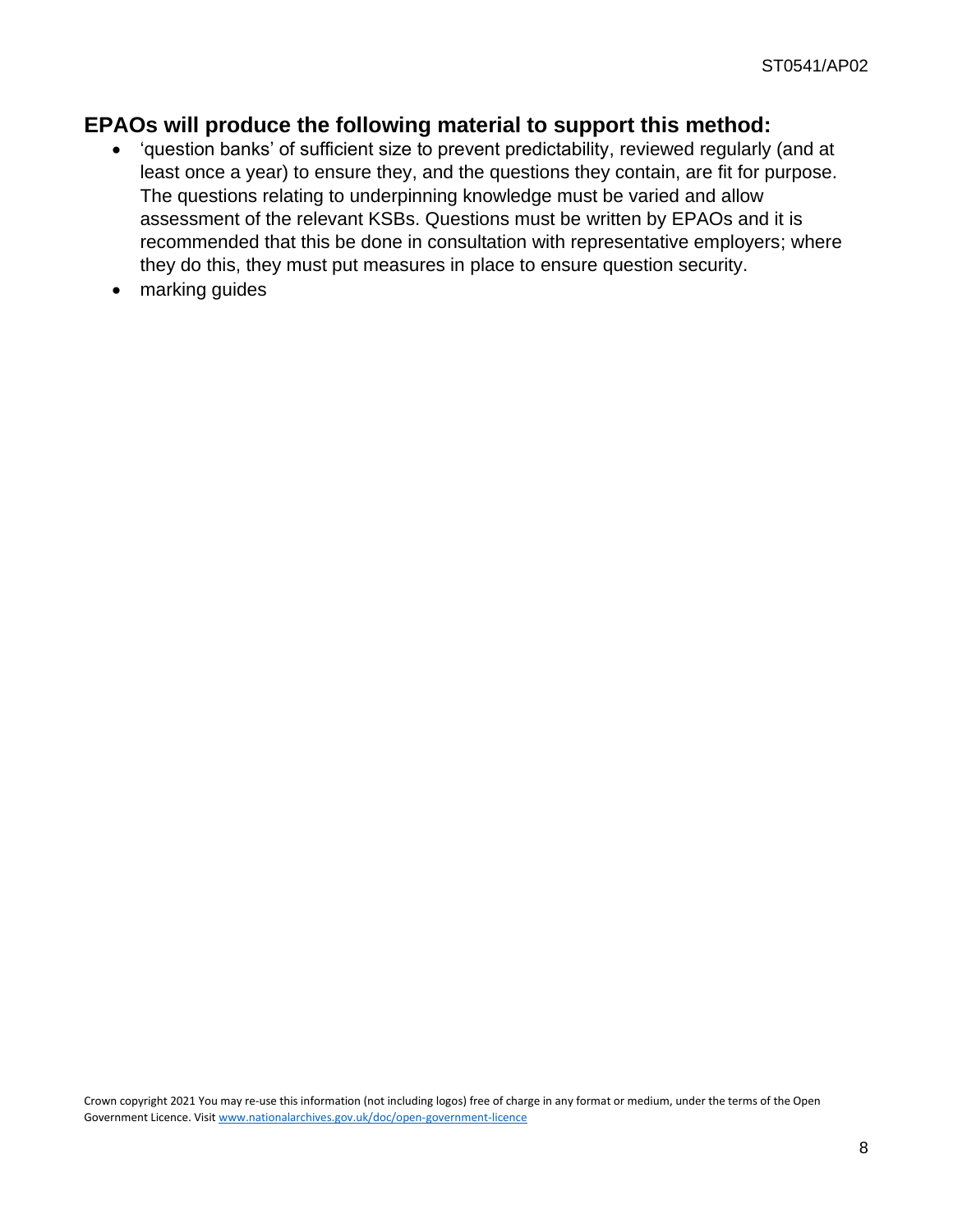## EPAOs will produce the following material to support this method:

- 'question banks' of sufficient size to prevent predictability, reviewed regularly (and at least once a year) to ensure they, and the questions they contain, are fit for purpose. The questions relating to underpinning knowledge must be varied and allow assessment of the relevant KSBs. Questions must be written by EPAOs and it is recommended that this be done in consultation with representative employers; where they do this, they must put measures in place to ensure question security.
- marking guides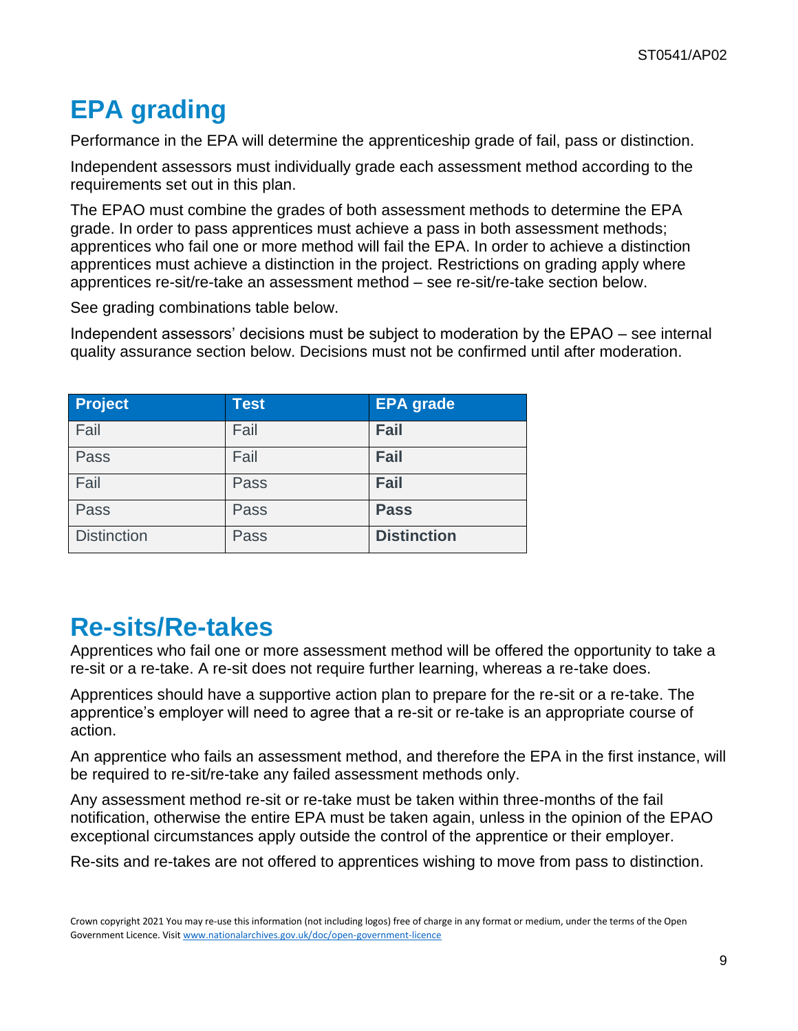# EPA grading

Performance in the EPA will determine the apprenticeship grade of fail, pass or distinction.

Independent assessors must individually grade each assessment method according to the requirements set out in this plan.

The EPAO must combine the grades of both assessment methods to determine the EPA grade. In order to pass apprentices must achieve a pass in both assessment methods; apprentices who fail one or more method will fail the EPA. In order to achieve a distinction apprentices must achieve a distinction in the project. Restrictions on grading apply where apprentices re-sit/re-take an assessment method – see re-sit/re-take section below.

See grading combinations table below.

Independent assessors' decisions must be subject to moderation by the EPAO – see internal quality assurance section below. Decisions must not be confirmed until after moderation.

| Project | Test | EPA grade |
| --- | --- | --- |
| Fail | Fail | **Fail** |
| Pass | Fail | **Fail** |
| Fail | Pass | **Fail** |
| Pass | Pass | **Pass** |
| Distinction | Pass | **Distinction** |

# Re-sits/Re-takes

Apprentices who fail one or more assessment method will be offered the opportunity to take a re-sit or a re-take. A re-sit does not require further learning, whereas a re-take does.

Apprentices should have a supportive action plan to prepare for the re-sit or a re-take. The apprentice's employer will need to agree that a re-sit or re-take is an appropriate course of action.

An apprentice who fails an assessment method, and therefore the EPA in the first instance, will be required to re-sit/re-take any failed assessment methods only.

Any assessment method re-sit or re-take must be taken within three-months of the fail notification, otherwise the entire EPA must be taken again, unless in the opinion of the EPAO exceptional circumstances apply outside the control of the apprentice or their employer.

Re-sits and re-takes are not offered to apprentices wishing to move from pass to distinction.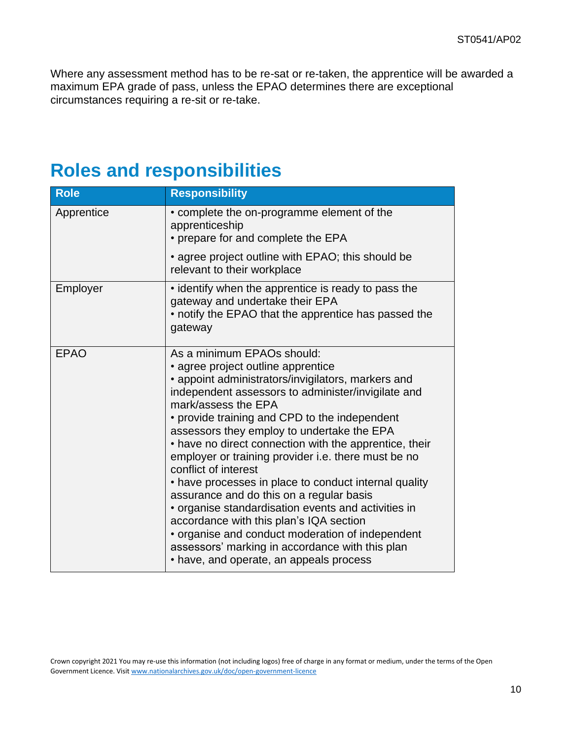Where any assessment method has to be re-sat or re-taken, the apprentice will be awarded a maximum EPA grade of pass, unless the EPAO determines there are exceptional circumstances requiring a re-sit or re-take.

## Roles and responsibilities

| Role | Responsibility |
| --- | --- |
| Apprentice | • complete the on-programme element of the apprenticeship<br>• prepare for and complete the EPA<br>• agree project outline with EPAO; this should be relevant to their workplace |
| Employer | • identify when the apprentice is ready to pass the gateway and undertake their EPA<br>• notify the EPAO that the apprentice has passed the gateway |
| EPAO | As a minimum EPAOs should:<br>• agree project outline apprentice<br>• appoint administrators/invigilators, markers and independent assessors to administer/invigilate and mark/assess the EPA<br>• provide training and CPD to the independent assessors they employ to undertake the EPA<br>• have no direct connection with the apprentice, their employer or training provider i.e. there must be no conflict of interest<br>• have processes in place to conduct internal quality assurance and do this on a regular basis<br>• organise standardisation events and activities in accordance with this plan's IQA section<br>• organise and conduct moderation of independent assessors' marking in accordance with this plan<br>• have, and operate, an appeals process |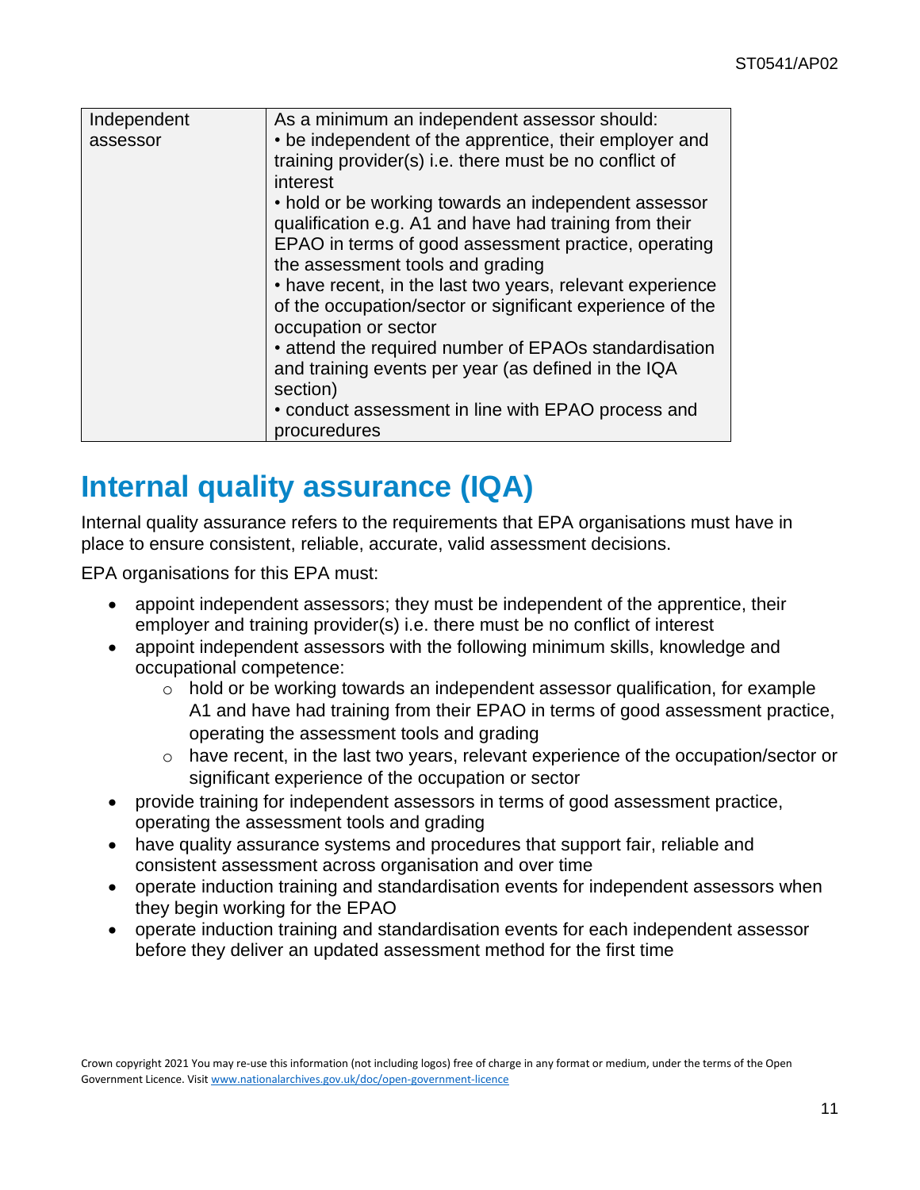| Independent assessor | As a minimum an independent assessor should:<br>• be independent of the apprentice, their employer and training provider(s) i.e. there must be no conflict of interest<br>• hold or be working towards an independent assessor qualification e.g. A1 and have had training from their EPAO in terms of good assessment practice, operating the assessment tools and grading<br>• have recent, in the last two years, relevant experience of the occupation/sector or significant experience of the occupation or sector<br>• attend the required number of EPAOs standardisation and training events per year (as defined in the IQA section)<br>• conduct assessment in line with EPAO process and procuredures |
|---|---|

## Internal quality assurance (IQA)

Internal quality assurance refers to the requirements that EPA organisations must have in place to ensure consistent, reliable, accurate, valid assessment decisions.

EPA organisations for this EPA must:

- appoint independent assessors; they must be independent of the apprentice, their employer and training provider(s) i.e. there must be no conflict of interest
- appoint independent assessors with the following minimum skills, knowledge and occupational competence:
  - hold or be working towards an independent assessor qualification, for example A1 and have had training from their EPAO in terms of good assessment practice, operating the assessment tools and grading
  - have recent, in the last two years, relevant experience of the occupation/sector or significant experience of the occupation or sector
- provide training for independent assessors in terms of good assessment practice, operating the assessment tools and grading
- have quality assurance systems and procedures that support fair, reliable and consistent assessment across organisation and over time
- operate induction training and standardisation events for independent assessors when they begin working for the EPAO
- operate induction training and standardisation events for each independent assessor before they deliver an updated assessment method for the first time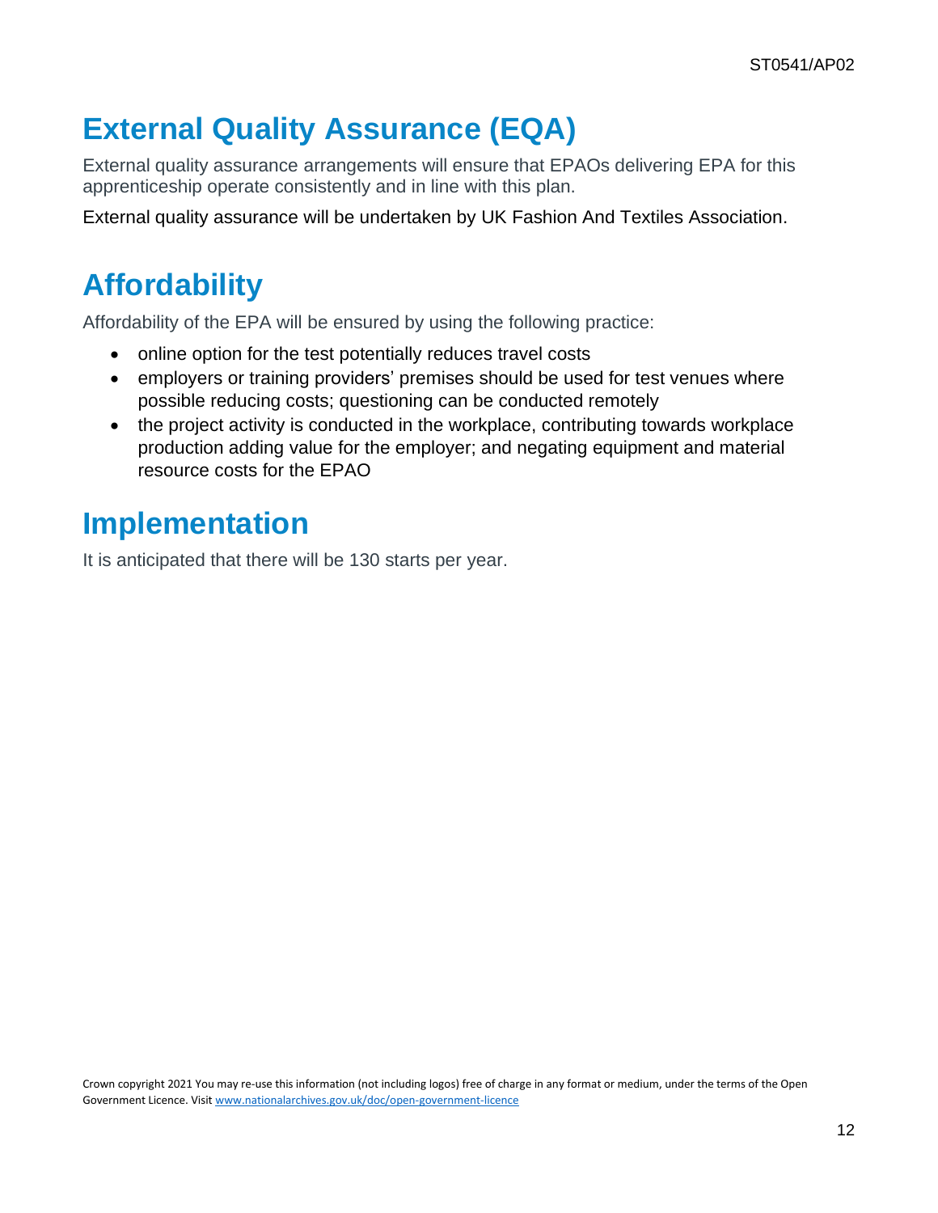# External Quality Assurance (EQA)

External quality assurance arrangements will ensure that EPAOs delivering EPA for this apprenticeship operate consistently and in line with this plan.

External quality assurance will be undertaken by UK Fashion And Textiles Association.

# Affordability

Affordability of the EPA will be ensured by using the following practice:

- online option for the test potentially reduces travel costs
- employers or training providers' premises should be used for test venues where possible reducing costs; questioning can be conducted remotely
- the project activity is conducted in the workplace, contributing towards workplace production adding value for the employer; and negating equipment and material resource costs for the EPAO

# Implementation

It is anticipated that there will be 130 starts per year.

Crown copyright 2021 You may re-use this information (not including logos) free of charge in any format or medium, under the terms of the Open Government Licence. Visit www.nationalarchives.gov.uk/doc/open-government-licence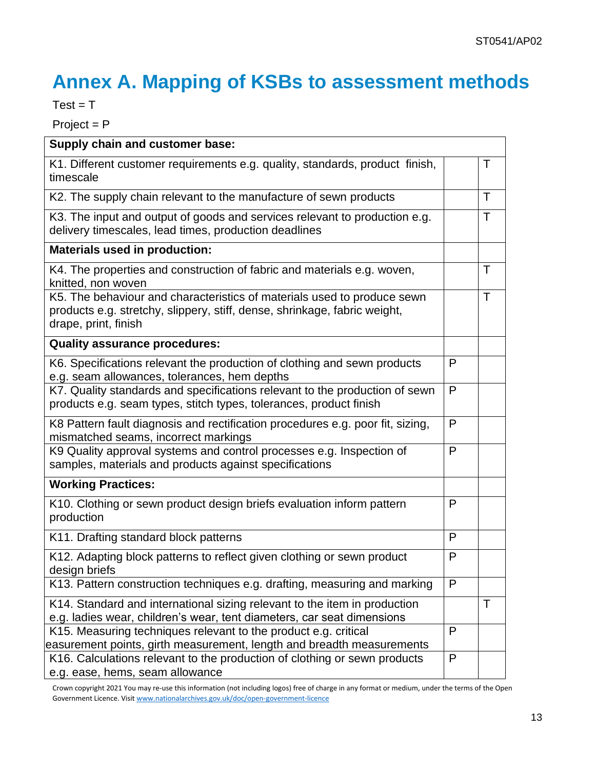# Annex A. Mapping of KSBs to assessment methods

Test = T

Project = P

| Supply chain and customer base: | | |
|---|---|---|
| K1. Different customer requirements e.g. quality, standards, product finish, timescale | | T |
| K2. The supply chain relevant to the manufacture of sewn products | | T |
| K3. The input and output of goods and services relevant to production e.g. delivery timescales, lead times, production deadlines | | T |
| **Materials used in production:** | | |
| K4. The properties and construction of fabric and materials e.g. woven, knitted, non woven | | T |
| K5. The behaviour and characteristics of materials used to produce sewn products e.g. stretchy, slippery, stiff, dense, shrinkage, fabric weight, drape, print, finish | | T |
| **Quality assurance procedures:** | | |
| K6. Specifications relevant the production of clothing and sewn products e.g. seam allowances, tolerances, hem depths | P | |
| K7. Quality standards and specifications relevant to the production of sewn products e.g. seam types, stitch types, tolerances, product finish | P | |
| K8 Pattern fault diagnosis and rectification procedures e.g. poor fit, sizing, mismatched seams, incorrect markings | P | |
| K9 Quality approval systems and control processes e.g. Inspection of samples, materials and products against specifications | P | |
| **Working Practices:** | | |
| K10. Clothing or sewn product design briefs evaluation inform pattern production | P | |
| K11. Drafting standard block patterns | P | |
| K12. Adapting block patterns to reflect given clothing or sewn product design briefs | P | |
| K13. Pattern construction techniques e.g. drafting, measuring and marking | P | |
| K14. Standard and international sizing relevant to the item in production e.g. ladies wear, children's wear, tent diameters, car seat dimensions | | T |
| K15. Measuring techniques relevant to the product e.g. critical easurement points, girth measurement, length and breadth measurements | P | |
| K16. Calculations relevant to the production of clothing or sewn products e.g. ease, hems, seam allowance | P | |

Crown copyright 2021 You may re-use this information (not including logos) free of charge in any format or medium, under the terms of the Open Government Licence. Visit www.nationalarchives.gov.uk/doc/open-government-licence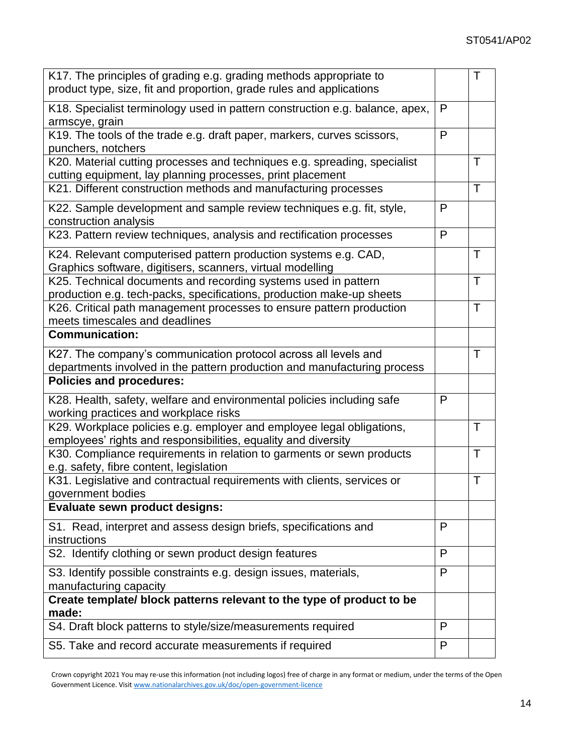| | | |
|---|---|---|
| K17. The principles of grading e.g. grading methods appropriate to product type, size, fit and proportion, grade rules and applications | | T |
| K18. Specialist terminology used in pattern construction e.g. balance, apex, armscye, grain | P | |
| K19. The tools of the trade e.g. draft paper, markers, curves scissors, punchers, notchers | P | |
| K20. Material cutting processes and techniques e.g. spreading, specialist cutting equipment, lay planning processes, print placement | | T |
| K21. Different construction methods and manufacturing processes | | T |
| K22. Sample development and sample review techniques e.g. fit, style, construction analysis | P | |
| K23. Pattern review techniques, analysis and rectification processes | P | |
| K24. Relevant computerised pattern production systems e.g. CAD, Graphics software, digitisers, scanners, virtual modelling | | T |
| K25. Technical documents and recording systems used in pattern production e.g. tech-packs, specifications, production make-up sheets | | T |
| K26. Critical path management processes to ensure pattern production meets timescales and deadlines | | T |
| **Communication:** | | |
| K27. The company's communication protocol across all levels and departments involved in the pattern production and manufacturing process | | T |
| **Policies and procedures:** | | |
| K28. Health, safety, welfare and environmental policies including safe working practices and workplace risks | P | |
| K29. Workplace policies e.g. employer and employee legal obligations, employees' rights and responsibilities, equality and diversity | | T |
| K30. Compliance requirements in relation to garments or sewn products e.g. safety, fibre content, legislation | | T |
| K31. Legislative and contractual requirements with clients, services or government bodies | | T |
| **Evaluate sewn product designs:** | | |
| S1. Read, interpret and assess design briefs, specifications and instructions | P | |
| S2. Identify clothing or sewn product design features | P | |
| S3. Identify possible constraints e.g. design issues, materials, manufacturing capacity | P | |
| **Create template/ block patterns relevant to the type of product to be made:** | | |
| S4. Draft block patterns to style/size/measurements required | P | |
| S5. Take and record accurate measurements if required | P | |

Crown copyright 2021 You may re-use this information (not including logos) free of charge in any format or medium, under the terms of the Open Government Licence. Visit www.nationalarchives.gov.uk/doc/open-government-licence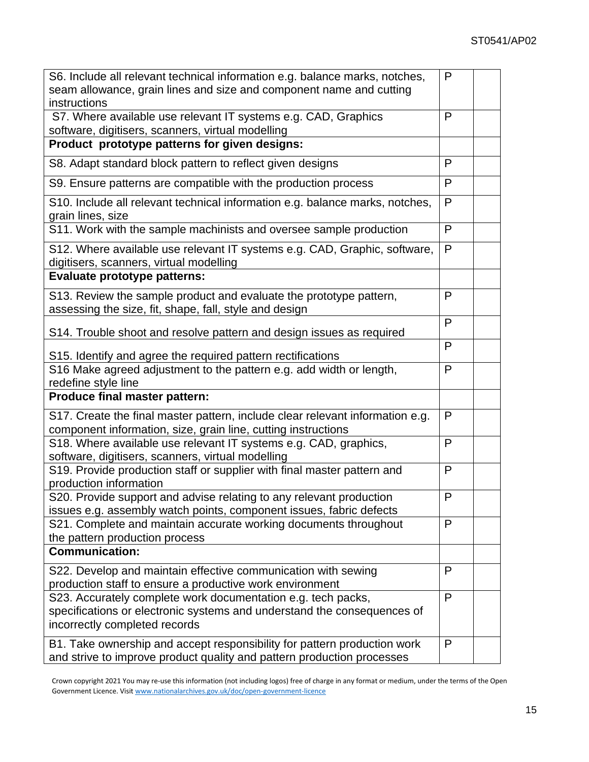| | | |
|---|---|---|
| S6. Include all relevant technical information e.g. balance marks, notches, seam allowance, grain lines and size and component name and cutting instructions | P | |
| S7. Where available use relevant IT systems e.g. CAD, Graphics software, digitisers, scanners, virtual modelling | P | |
| **Product prototype patterns for given designs:** | | |
| S8. Adapt standard block pattern to reflect given designs | P | |
| S9. Ensure patterns are compatible with the production process | P | |
| S10. Include all relevant technical information e.g. balance marks, notches, grain lines, size | P | |
| S11. Work with the sample machinists and oversee sample production | P | |
| S12. Where available use relevant IT systems e.g. CAD, Graphic, software, digitisers, scanners, virtual modelling | P | |
| **Evaluate prototype patterns:** | | |
| S13. Review the sample product and evaluate the prototype pattern, assessing the size, fit, shape, fall, style and design | P | |
| S14. Trouble shoot and resolve pattern and design issues as required | P | |
| S15. Identify and agree the required pattern rectifications | P | |
| S16 Make agreed adjustment to the pattern e.g. add width or length, redefine style line | P | |
| **Produce final master pattern:** | | |
| S17. Create the final master pattern, include clear relevant information e.g. component information, size, grain line, cutting instructions | P | |
| S18. Where available use relevant IT systems e.g. CAD, graphics, software, digitisers, scanners, virtual modelling | P | |
| S19. Provide production staff or supplier with final master pattern and production information | P | |
| S20. Provide support and advise relating to any relevant production issues e.g. assembly watch points, component issues, fabric defects | P | |
| S21. Complete and maintain accurate working documents throughout the pattern production process | P | |
| **Communication:** | | |
| S22. Develop and maintain effective communication with sewing production staff to ensure a productive work environment | P | |
| S23. Accurately complete work documentation e.g. tech packs, specifications or electronic systems and understand the consequences of incorrectly completed records | P | |
| B1. Take ownership and accept responsibility for pattern production work and strive to improve product quality and pattern production processes | P | |

Crown copyright 2021 You may re-use this information (not including logos) free of charge in any format or medium, under the terms of the Open Government Licence. Visit www.nationalarchives.gov.uk/doc/open-government-licence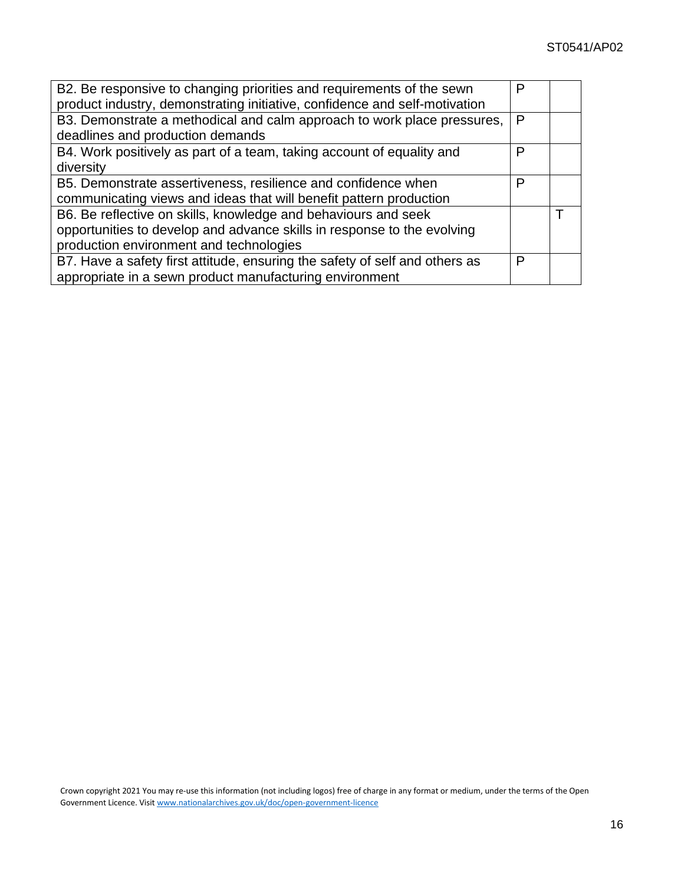| | | |
|---|---|---|
| B2. Be responsive to changing priorities and requirements of the sewn product industry, demonstrating initiative, confidence and self-motivation | P | |
| B3. Demonstrate a methodical and calm approach to work place pressures, deadlines and production demands | P | |
| B4. Work positively as part of a team, taking account of equality and diversity | P | |
| B5. Demonstrate assertiveness, resilience and confidence when communicating views and ideas that will benefit pattern production | P | |
| B6. Be reflective on skills, knowledge and behaviours and seek opportunities to develop and advance skills in response to the evolving production environment and technologies | | T |
| B7. Have a safety first attitude, ensuring the safety of self and others as appropriate in a sewn product manufacturing environment | P | |

Crown copyright 2021 You may re-use this information (not including logos) free of charge in any format or medium, under the terms of the Open Government Licence. Visit www.nationalarchives.gov.uk/doc/open-government-licence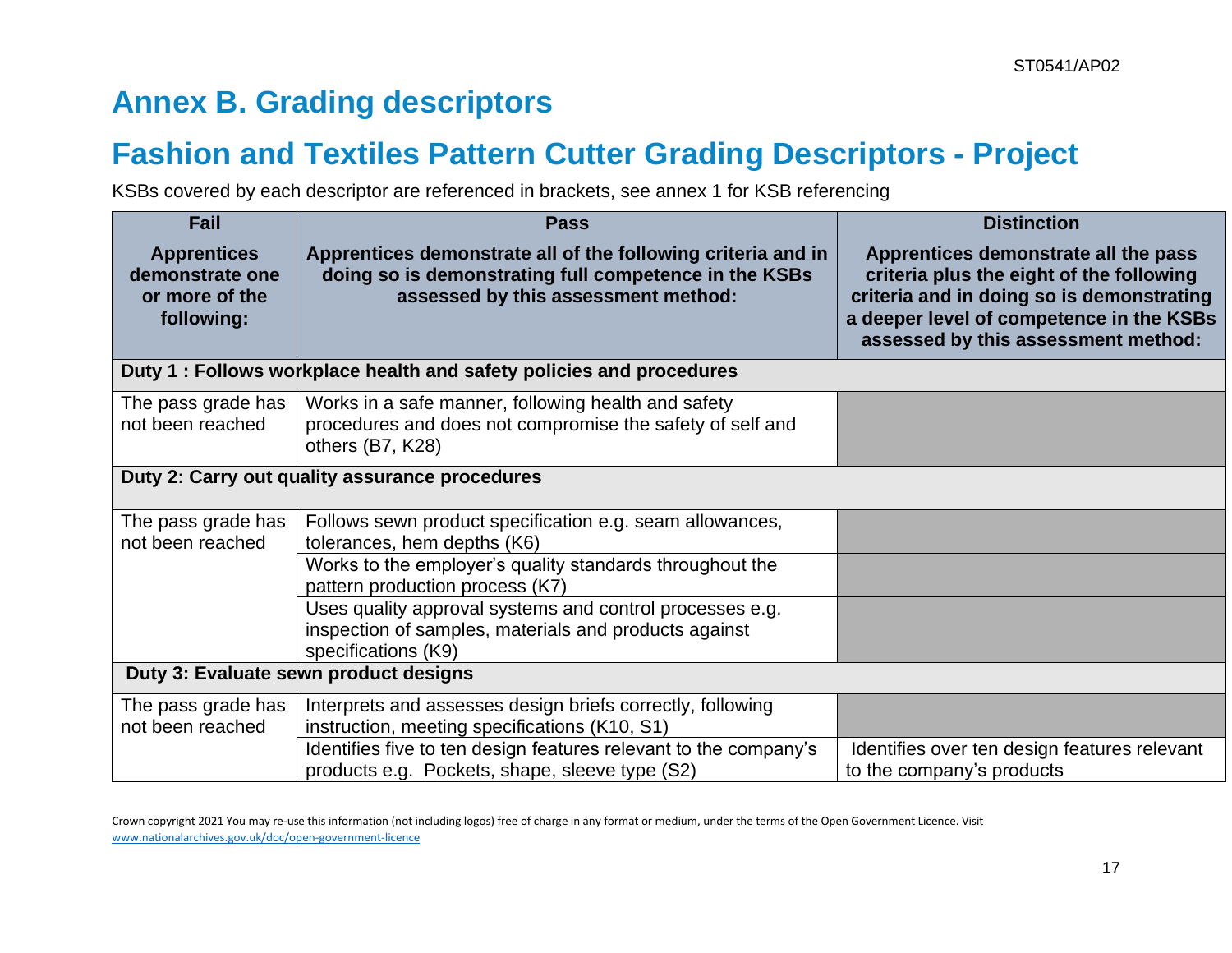# Annex B. Grading descriptors

## Fashion and Textiles Pattern Cutter Grading Descriptors - Project

KSBs covered by each descriptor are referenced in brackets, see annex 1 for KSB referencing

| **Fail**<br>**Apprentices demonstrate one or more of the following:** | **Pass**<br>**Apprentices demonstrate all of the following criteria and in doing so is demonstrating full competence in the KSBs assessed by this assessment method:** | **Distinction**<br>**Apprentices demonstrate all the pass criteria plus the eight of the following criteria and in doing so is demonstrating a deeper level of competence in the KSBs assessed by this assessment method:** |
|---|---|---|
| **Duty 1 : Follows workplace health and safety policies and procedures** | | |
| The pass grade has not been reached | Works in a safe manner, following health and safety procedures and does not compromise the safety of self and others (B7, K28) | |
| **Duty 2: Carry out quality assurance procedures** | | |
| The pass grade has not been reached | Follows sewn product specification e.g. seam allowances, tolerances, hem depths (K6) | |
| | Works to the employer's quality standards throughout the pattern production process (K7) | |
| | Uses quality approval systems and control processes e.g. inspection of samples, materials and products against specifications (K9) | |
| **Duty 3: Evaluate sewn product designs** | | |
| The pass grade has not been reached | Interprets and assesses design briefs correctly, following instruction, meeting specifications (K10, S1) | |
| | Identifies five to ten design features relevant to the company's products e.g. Pockets, shape, sleeve type (S2) | Identifies over ten design features relevant to the company's products |

Crown copyright 2021 You may re-use this information (not including logos) free of charge in any format or medium, under the terms of the Open Government Licence. Visit www.nationalarchives.gov.uk/doc/open-government-licence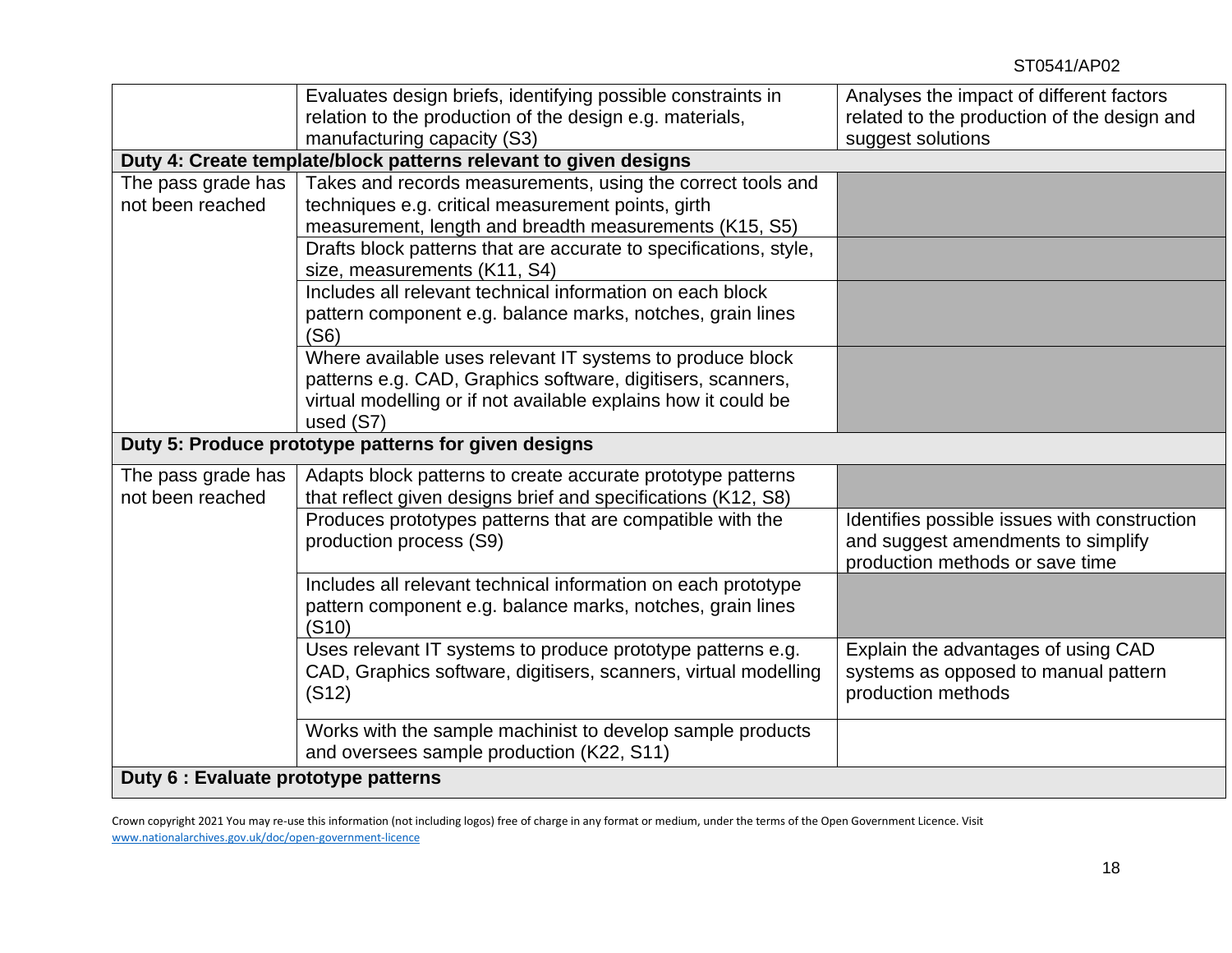| | | |
|---|---|---|
| | Evaluates design briefs, identifying possible constraints in relation to the production of the design e.g. materials, manufacturing capacity (S3) | Analyses the impact of different factors related to the production of the design and suggest solutions |
| **Duty 4: Create template/block patterns relevant to given designs** | | |
| The pass grade has not been reached | Takes and records measurements, using the correct tools and techniques e.g. critical measurement points, girth measurement, length and breadth measurements (K15, S5) | |
| | Drafts block patterns that are accurate to specifications, style, size, measurements (K11, S4) | |
| | Includes all relevant technical information on each block pattern component e.g. balance marks, notches, grain lines (S6) | |
| | Where available uses relevant IT systems to produce block patterns e.g. CAD, Graphics software, digitisers, scanners, virtual modelling or if not available explains how it could be used (S7) | |
| **Duty 5: Produce prototype patterns for given designs** | | |
| The pass grade has not been reached | Adapts block patterns to create accurate prototype patterns that reflect given designs brief and specifications (K12, S8) | |
| | Produces prototypes patterns that are compatible with the production process (S9) | Identifies possible issues with construction and suggest amendments to simplify production methods or save time |
| | Includes all relevant technical information on each prototype pattern component e.g. balance marks, notches, grain lines (S10) | |
| | Uses relevant IT systems to produce prototype patterns e.g. CAD, Graphics software, digitisers, scanners, virtual modelling (S12) | Explain the advantages of using CAD systems as opposed to manual pattern production methods |
| | Works with the sample machinist to develop sample products and oversees sample production (K22, S11) | |
| **Duty 6 : Evaluate prototype patterns** | | |

Crown copyright 2021 You may re-use this information (not including logos) free of charge in any format or medium, under the terms of the Open Government Licence. Visit www.nationalarchives.gov.uk/doc/open-government-licence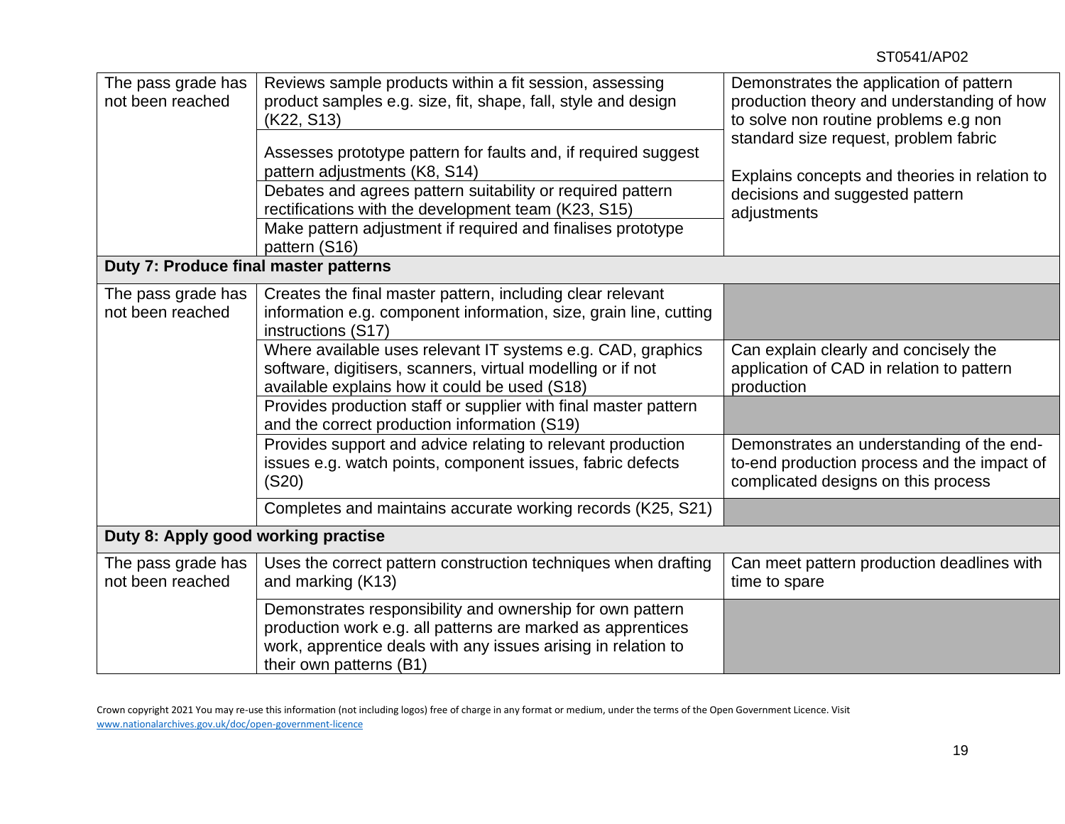| | | |
|---|---|---|
| The pass grade has not been reached | Reviews sample products within a fit session, assessing product samples e.g. size, fit, shape, fall, style and design (K22, S13) | Demonstrates the application of pattern production theory and understanding of how to solve non routine problems e.g non standard size request, problem fabric<br><br>Explains concepts and theories in relation to decisions and suggested pattern adjustments |
| | Assesses prototype pattern for faults and, if required suggest pattern adjustments (K8, S14) | |
| | Debates and agrees pattern suitability or required pattern rectifications with the development team (K23, S15) | |
| | Make pattern adjustment if required and finalises prototype pattern (S16) | |
| **Duty 7: Produce final master patterns** | | |
| The pass grade has not been reached | Creates the final master pattern, including clear relevant information e.g. component information, size, grain line, cutting instructions (S17) | |
| | Where available uses relevant IT systems e.g. CAD, graphics software, digitisers, scanners, virtual modelling or if not available explains how it could be used (S18) | Can explain clearly and concisely the application of CAD in relation to pattern production |
| | Provides production staff or supplier with final master pattern and the correct production information (S19) | |
| | Provides support and advice relating to relevant production issues e.g. watch points, component issues, fabric defects (S20) | Demonstrates an understanding of the end-to-end production process and the impact of complicated designs on this process |
| | Completes and maintains accurate working records (K25, S21) | |
| **Duty 8: Apply good working practise** | | |
| The pass grade has not been reached | Uses the correct pattern construction techniques when drafting and marking (K13) | Can meet pattern production deadlines with time to spare |
| | Demonstrates responsibility and ownership for own pattern production work e.g. all patterns are marked as apprentices work, apprentice deals with any issues arising in relation to their own patterns (B1) | |

Crown copyright 2021 You may re-use this information (not including logos) free of charge in any format or medium, under the terms of the Open Government Licence. Visit www.nationalarchives.gov.uk/doc/open-government-licence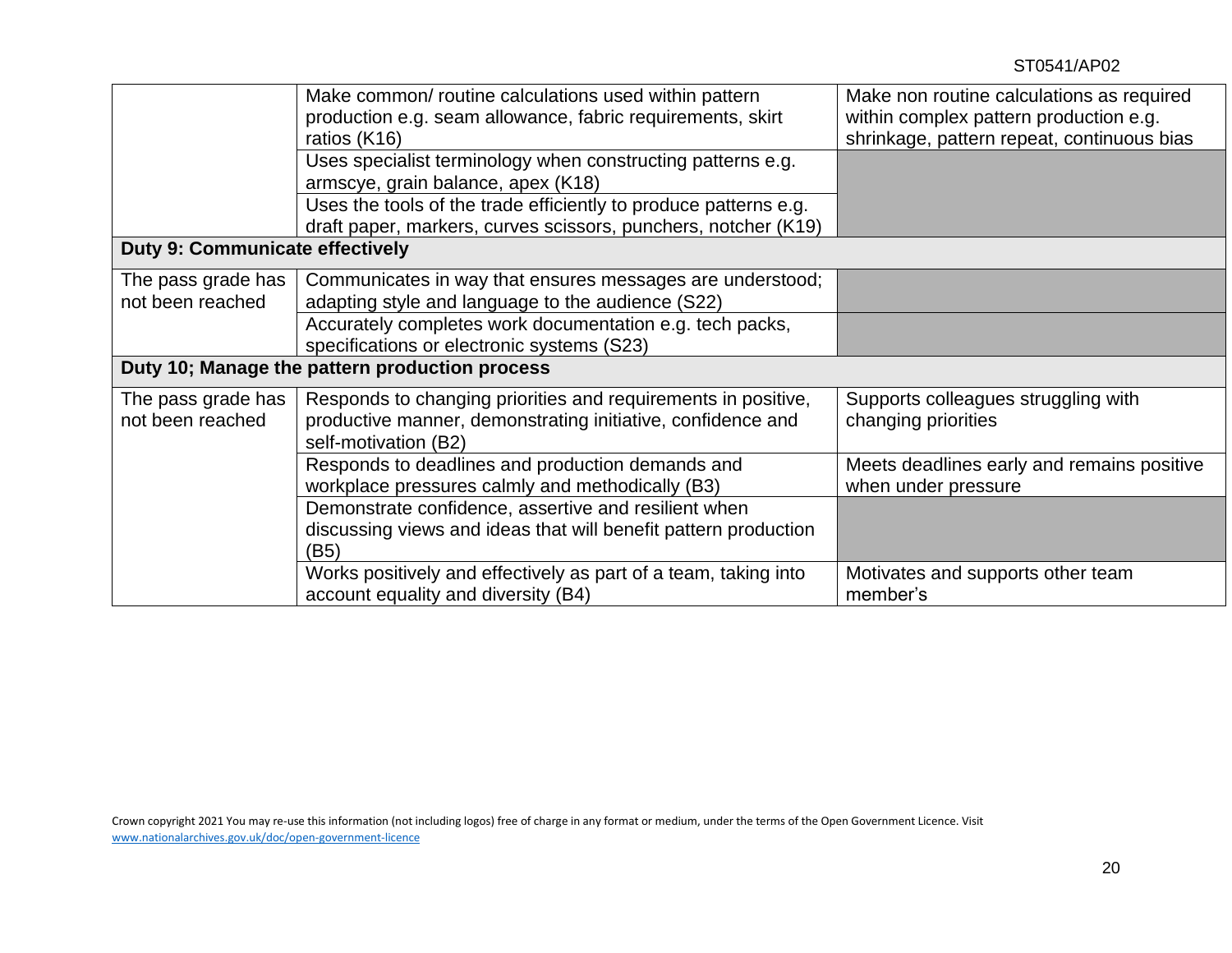| | | |
|---|---|---|
| | Make common/ routine calculations used within pattern production e.g. seam allowance, fabric requirements, skirt ratios (K16) | Make non routine calculations as required within complex pattern production e.g. shrinkage, pattern repeat, continuous bias |
| | Uses specialist terminology when constructing patterns e.g. armscye, grain balance, apex (K18) | |
| | Uses the tools of the trade efficiently to produce patterns e.g. draft paper, markers, curves scissors, punchers, notcher (K19) | |
| **Duty 9: Communicate effectively** | | |
| The pass grade has not been reached | Communicates in way that ensures messages are understood; adapting style and language to the audience (S22) | |
| | Accurately completes work documentation e.g. tech packs, specifications or electronic systems (S23) | |
| **Duty 10; Manage the pattern production process** | | |
| The pass grade has not been reached | Responds to changing priorities and requirements in positive, productive manner, demonstrating initiative, confidence and self-motivation (B2) | Supports colleagues struggling with changing priorities |
| | Responds to deadlines and production demands and workplace pressures calmly and methodically (B3) | Meets deadlines early and remains positive when under pressure |
| | Demonstrate confidence, assertive and resilient when discussing views and ideas that will benefit pattern production (B5) | |
| | Works positively and effectively as part of a team, taking into account equality and diversity (B4) | Motivates and supports other team member's |

Crown copyright 2021 You may re-use this information (not including logos) free of charge in any format or medium, under the terms of the Open Government Licence. Visit www.nationalarchives.gov.uk/doc/open-government-licence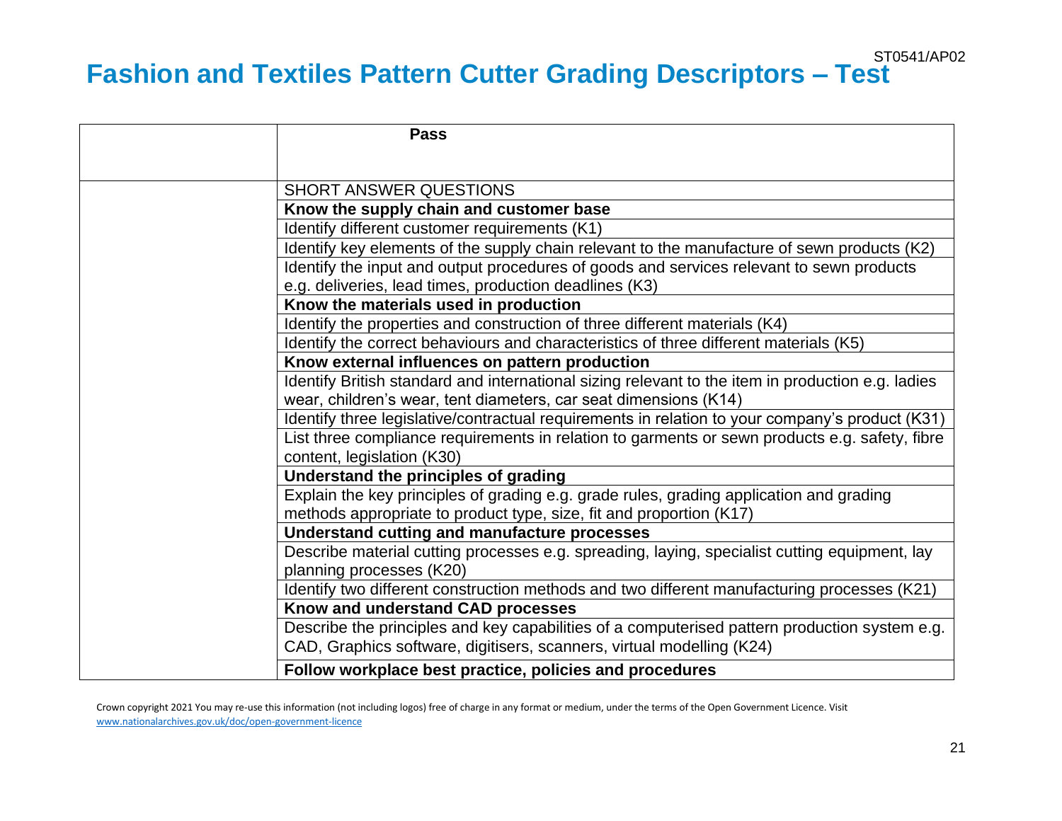# Fashion and Textiles Pattern Cutter Grading Descriptors – Test

| | Pass |
|---|---|
| | SHORT ANSWER QUESTIONS |
| | **Know the supply chain and customer base** |
| | Identify different customer requirements (K1) |
| | Identify key elements of the supply chain relevant to the manufacture of sewn products (K2) |
| | Identify the input and output procedures of goods and services relevant to sewn products e.g. deliveries, lead times, production deadlines (K3) |
| | **Know the materials used in production** |
| | Identify the properties and construction of three different materials (K4) |
| | Identify the correct behaviours and characteristics of three different materials (K5) |
| | **Know external influences on pattern production** |
| | Identify British standard and international sizing relevant to the item in production e.g. ladies wear, children's wear, tent diameters, car seat dimensions (K14) |
| | Identify three legislative/contractual requirements in relation to your company's product (K31) |
| | List three compliance requirements in relation to garments or sewn products e.g. safety, fibre content, legislation (K30) |
| | **Understand the principles of grading** |
| | Explain the key principles of grading e.g. grade rules, grading application and grading methods appropriate to product type, size, fit and proportion (K17) |
| | **Understand cutting and manufacture processes** |
| | Describe material cutting processes e.g. spreading, laying, specialist cutting equipment, lay planning processes (K20) |
| | Identify two different construction methods and two different manufacturing processes (K21) |
| | **Know and understand CAD processes** |
| | Describe the principles and key capabilities of a computerised pattern production system e.g. CAD, Graphics software, digitisers, scanners, virtual modelling (K24) |
| | **Follow workplace best practice, policies and procedures** |

Crown copyright 2021 You may re-use this information (not including logos) free of charge in any format or medium, under the terms of the Open Government Licence. Visit www.nationalarchives.gov.uk/doc/open-government-licence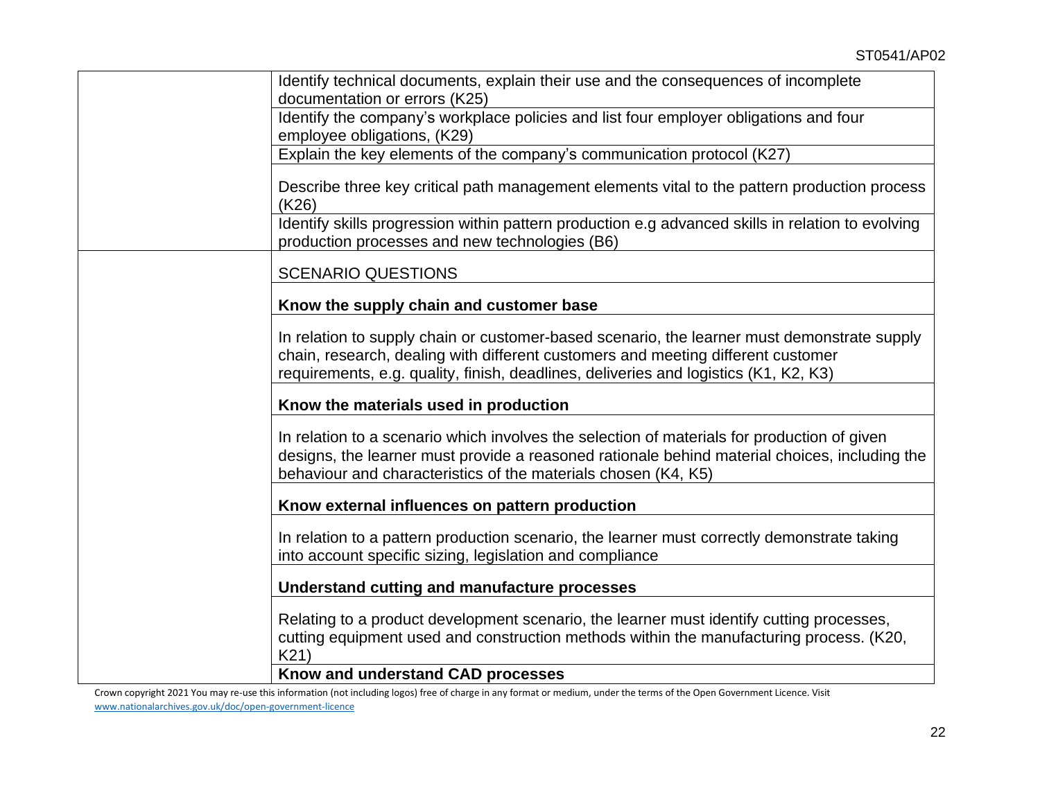| | |
|---|---|
| | Identify technical documents, explain their use and the consequences of incomplete documentation or errors (K25) |
| | Identify the company's workplace policies and list four employer obligations and four employee obligations, (K29) |
| | Explain the key elements of the company's communication protocol (K27) |
| | Describe three key critical path management elements vital to the pattern production process (K26) |
| | Identify skills progression within pattern production e.g advanced skills in relation to evolving production processes and new technologies (B6) |
| | SCENARIO QUESTIONS |
| | **Know the supply chain and customer base** |
| | In relation to supply chain or customer-based scenario, the learner must demonstrate supply chain, research, dealing with different customers and meeting different customer requirements, e.g. quality, finish, deadlines, deliveries and logistics (K1, K2, K3) |
| | **Know the materials used in production** |
| | In relation to a scenario which involves the selection of materials for production of given designs, the learner must provide a reasoned rationale behind material choices, including the behaviour and characteristics of the materials chosen (K4, K5) |
| | **Know external influences on pattern production** |
| | In relation to a pattern production scenario, the learner must correctly demonstrate taking into account specific sizing, legislation and compliance |
| | **Understand cutting and manufacture processes** |
| | Relating to a product development scenario, the learner must identify cutting processes, cutting equipment used and construction methods within the manufacturing process. (K20, K21) |
| | **Know and understand CAD processes** |

Crown copyright 2021 You may re-use this information (not including logos) free of charge in any format or medium, under the terms of the Open Government Licence. Visit www.nationalarchives.gov.uk/doc/open-government-licence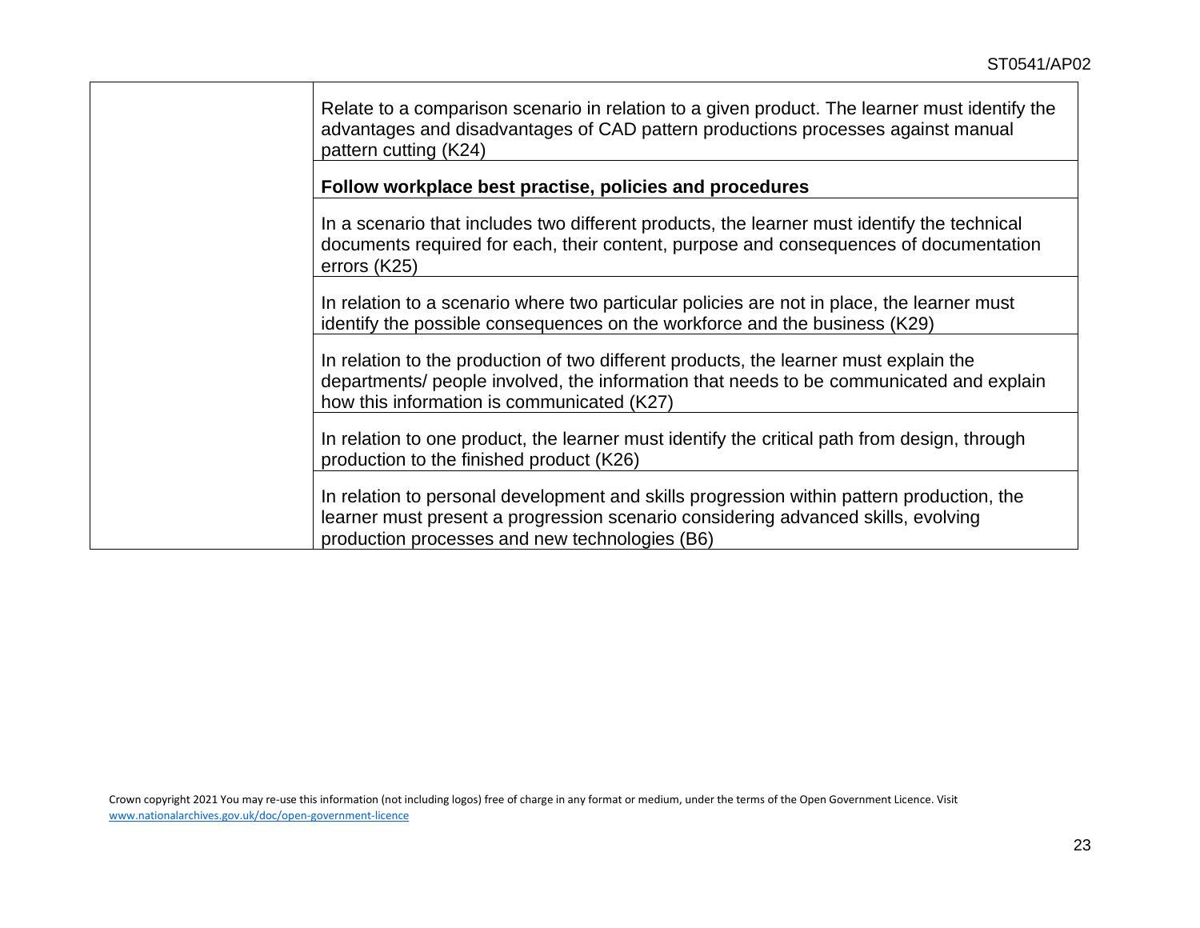| | |
|---|---|
| | Relate to a comparison scenario in relation to a given product. The learner must identify the advantages and disadvantages of CAD pattern productions processes against manual pattern cutting (K24) |
| | **Follow workplace best practise, policies and procedures** |
| | In a scenario that includes two different products, the learner must identify the technical documents required for each, their content, purpose and consequences of documentation errors (K25) |
| | In relation to a scenario where two particular policies are not in place, the learner must identify the possible consequences on the workforce and the business (K29) |
| | In relation to the production of two different products, the learner must explain the departments/ people involved, the information that needs to be communicated and explain how this information is communicated (K27) |
| | In relation to one product, the learner must identify the critical path from design, through production to the finished product (K26) |
| | In relation to personal development and skills progression within pattern production, the learner must present a progression scenario considering advanced skills, evolving production processes and new technologies (B6) |

Crown copyright 2021 You may re-use this information (not including logos) free of charge in any format or medium, under the terms of the Open Government Licence. Visit www.nationalarchives.gov.uk/doc/open-government-licence